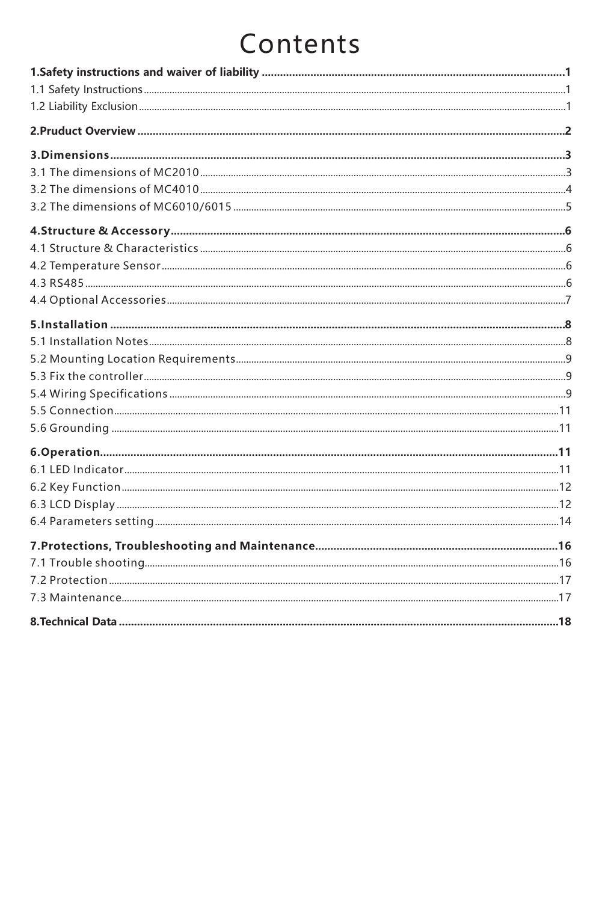# Contents

**1.Safety instructions and waiver of liability** .......... **1**

1.1 Safety Instructions .......... 1

1.2 Liability Exclusion .......... 1

**2.Pruduct Overview** .......... **2**

**3.Dimensions** .......... **3**

3.1 The dimensions of MC2010 .......... 3

3.2 The dimensions of MC4010 .......... 4

3.2 The dimensions of MC6010/6015 .......... 5

**4.Structure & Accessory** .......... **6**

4.1 Structure & Characteristics .......... 6

4.2 Temperature Sensor .......... 6

4.3 RS485 .......... 6

4.4 Optional Accessories .......... 7

**5.Installation** .......... **8**

5.1 Installation Notes .......... 8

5.2 Mounting Location Requirements .......... 9

5.3 Fix the controller .......... 9

5.4 Wiring Specifications .......... 9

5.5 Connection .......... 11

5.6 Grounding .......... 11

**6.Operation** .......... **11**

6.1 LED Indicator .......... 11

6.2 Key Function .......... 12

6.3 LCD Display .......... 12

6.4 Parameters setting .......... 14

**7.Protections, Troubleshooting and Maintenance** .......... **16**

7.1 Trouble shooting .......... 16

7.2 Protection .......... 17

7.3 Maintenance .......... 17

**8.Technical Data** .......... **18**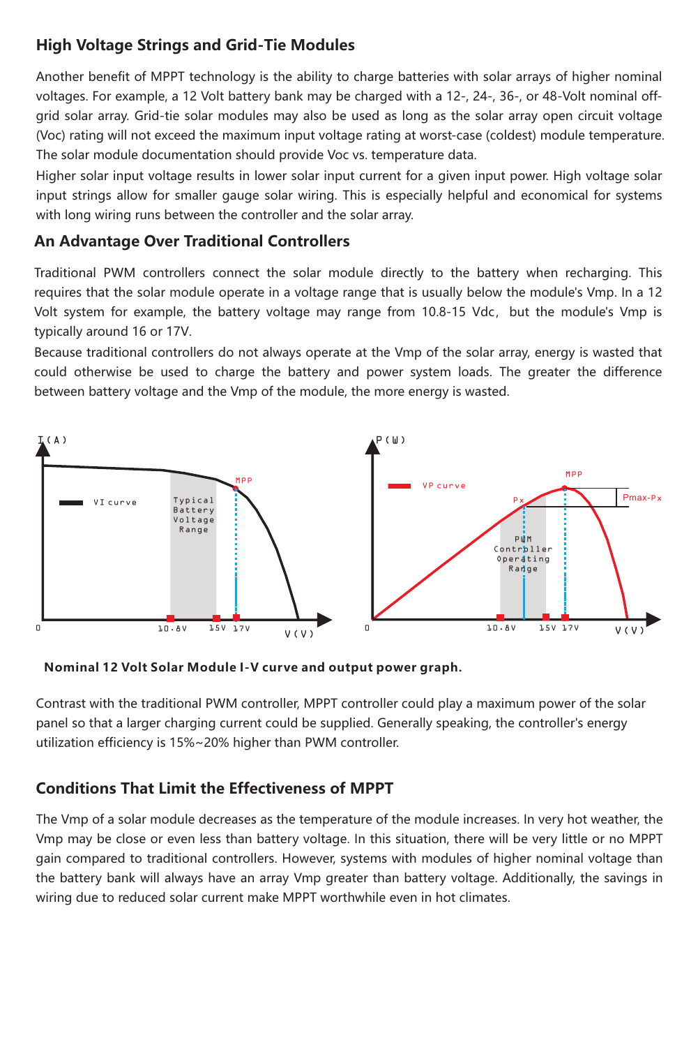## High Voltage Strings and Grid-Tie Modules

Another benefit of MPPT technology is the ability to charge batteries with solar arrays of higher nominal voltages. For example, a 12 Volt battery bank may be charged with a 12-, 24-, 36-, or 48-Volt nominal off-grid solar array. Grid-tie solar modules may also be used as long as the solar array open circuit voltage (Voc) rating will not exceed the maximum input voltage rating at worst-case (coldest) module temperature. The solar module documentation should provide Voc vs. temperature data.

Higher solar input voltage results in lower solar input current for a given input power. High voltage solar input strings allow for smaller gauge solar wiring. This is especially helpful and economical for systems with long wiring runs between the controller and the solar array.

## An Advantage Over Traditional Controllers

Traditional PWM controllers connect the solar module directly to the battery when recharging. This requires that the solar module operate in a voltage range that is usually below the module's Vmp. In a 12 Volt system for example, the battery voltage may range from 10.8-15 Vdc, but the module's Vmp is typically around 16 or 17V.

Because traditional controllers do not always operate at the Vmp of the solar array, energy is wasted that could otherwise be used to charge the battery and power system loads. The greater the difference between battery voltage and the Vmp of the module, the more energy is wasted.

**Nominal 12 Volt Solar Module I-V curve and output power graph.**

Contrast with the traditional PWM controller, MPPT controller could play a maximum power of the solar panel so that a larger charging current could be supplied. Generally speaking, the controller's energy utilization efficiency is 15%~20% higher than PWM controller.

## Conditions That Limit the Effectiveness of MPPT

The Vmp of a solar module decreases as the temperature of the module increases. In very hot weather, the Vmp may be close or even less than battery voltage. In this situation, there will be very little or no MPPT gain compared to traditional controllers. However, systems with modules of higher nominal voltage than the battery bank will always have an array Vmp greater than battery voltage. Additionally, the savings in wiring due to reduced solar current make MPPT worthwhile even in hot climates.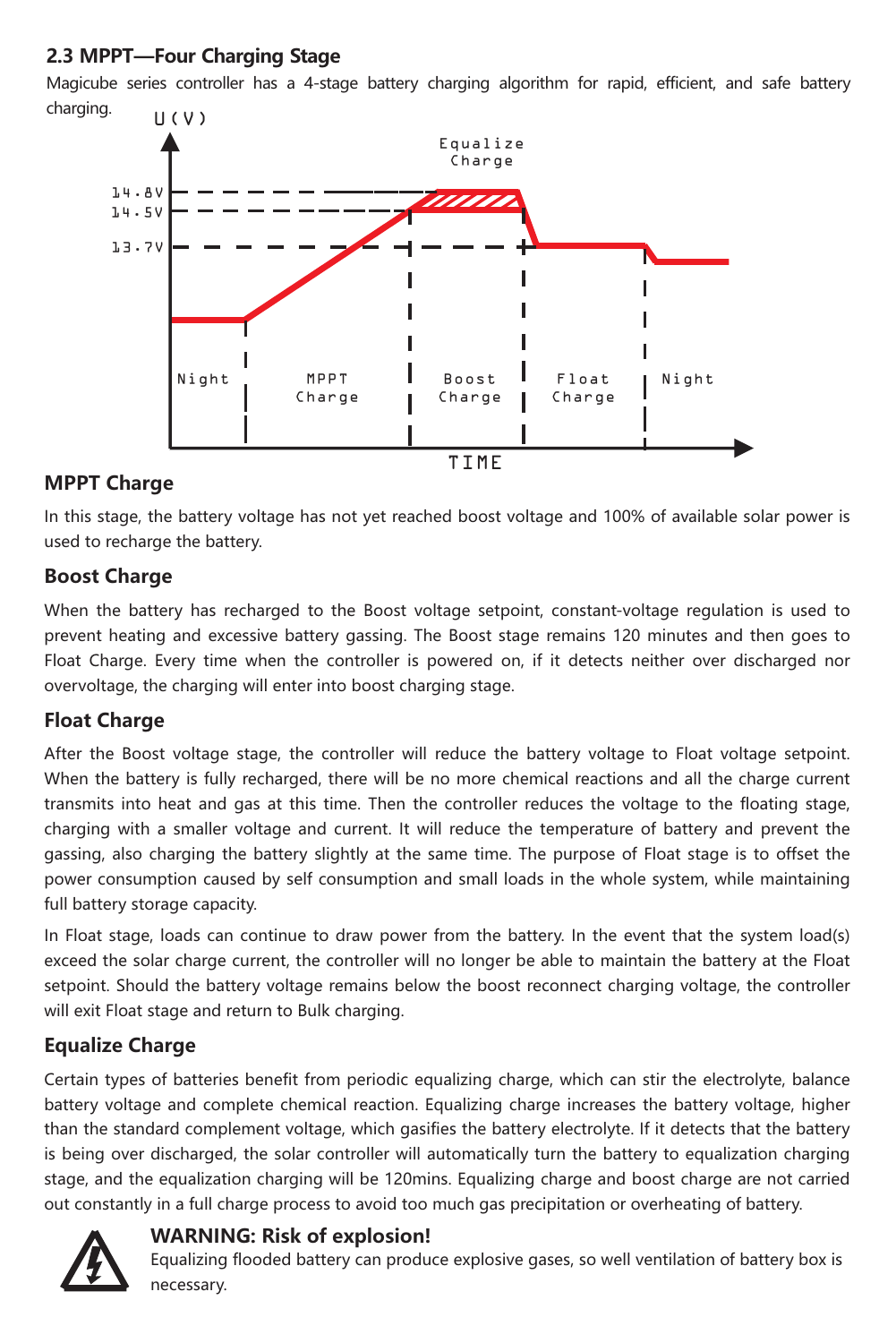## 2.3 MPPT—Four Charging Stage

Magicube series controller has a 4-stage battery charging algorithm for rapid, efficient, and safe battery charging.

### MPPT Charge

In this stage, the battery voltage has not yet reached boost voltage and 100% of available solar power is used to recharge the battery.

### Boost Charge

When the battery has recharged to the Boost voltage setpoint, constant-voltage regulation is used to prevent heating and excessive battery gassing. The Boost stage remains 120 minutes and then goes to Float Charge. Every time when the controller is powered on, if it detects neither over discharged nor overvoltage, the charging will enter into boost charging stage.

### Float Charge

After the Boost voltage stage, the controller will reduce the battery voltage to Float voltage setpoint. When the battery is fully recharged, there will be no more chemical reactions and all the charge current transmits into heat and gas at this time. Then the controller reduces the voltage to the floating stage, charging with a smaller voltage and current. It will reduce the temperature of battery and prevent the gassing, also charging the battery slightly at the same time. The purpose of Float stage is to offset the power consumption caused by self consumption and small loads in the whole system, while maintaining full battery storage capacity.

In Float stage, loads can continue to draw power from the battery. In the event that the system load(s) exceed the solar charge current, the controller will no longer be able to maintain the battery at the Float setpoint. Should the battery voltage remains below the boost reconnect charging voltage, the controller will exit Float stage and return to Bulk charging.

### Equalize Charge

Certain types of batteries benefit from periodic equalizing charge, which can stir the electrolyte, balance battery voltage and complete chemical reaction. Equalizing charge increases the battery voltage, higher than the standard complement voltage, which gasifies the battery electrolyte. If it detects that the battery is being over discharged, the solar controller will automatically turn the battery to equalization charging stage, and the equalization charging will be 120mins. Equalizing charge and boost charge are not carried out constantly in a full charge process to avoid too much gas precipitation or overheating of battery.

**WARNING: Risk of explosion!**

Equalizing flooded battery can produce explosive gases, so well ventilation of battery box is necessary.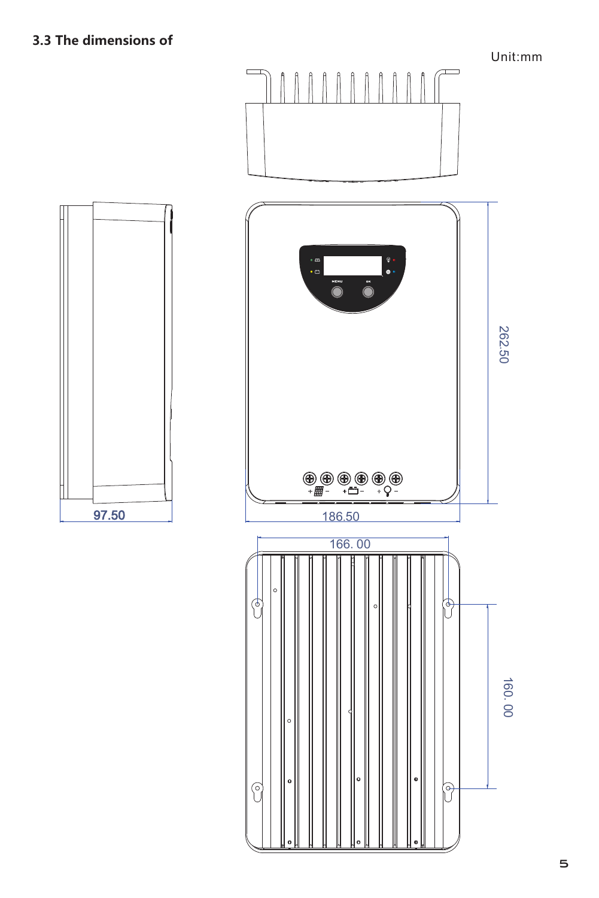### 3.3 The dimensions of

Unit:mm

262.50

97.50

186.50

166. 00

160. 00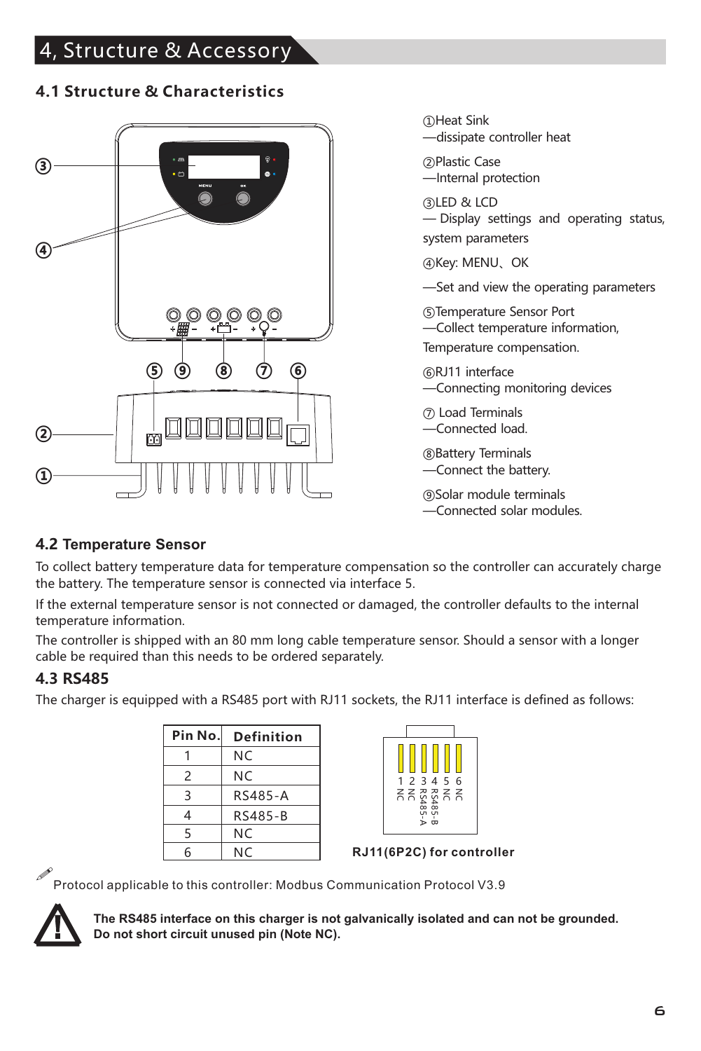# 4, Structure & Accessory

## 4.1 Structure & Characteristics

①Heat Sink
—dissipate controller heat

②Plastic Case
—Internal protection

③LED & LCD
— Display settings and operating status, system parameters

④Key: MENU、OK

—Set and view the operating parameters

⑤Temperature Sensor Port
—Collect temperature information, Temperature compensation.

⑥RJ11 interface
—Connecting monitoring devices

⑦ Load Terminals
—Connected load.

⑧Battery Terminals
—Connect the battery.

⑨Solar module terminals
—Connected solar modules.

## 4.2 Temperature Sensor

To collect battery temperature data for temperature compensation so the controller can accurately charge the battery. The temperature sensor is connected via interface 5.

If the external temperature sensor is not connected or damaged, the controller defaults to the internal temperature information.

The controller is shipped with an 80 mm long cable temperature sensor. Should a sensor with a longer cable be required than this needs to be ordered separately.

## 4.3 RS485

The charger is equipped with a RS485 port with RJ11 sockets, the RJ11 interface is defined as follows:

| Pin No. | Definition |
| --- | --- |
| 1 | NC |
| 2 | NC |
| 3 | RS485-A |
| 4 | RS485-B |
| 5 | NC |
| 6 | NC |

1 NC, 2 NC, 3 RS485-A, 4 RS485-B, 5 NC, 6 NC

**RJ11(6P2C) for controller**

Protocol applicable to this controller: Modbus Communication Protocol V3.9

**The RS485 interface on this charger is not galvanically isolated and can not be grounded.**
**Do not short circuit unused pin (Note NC).**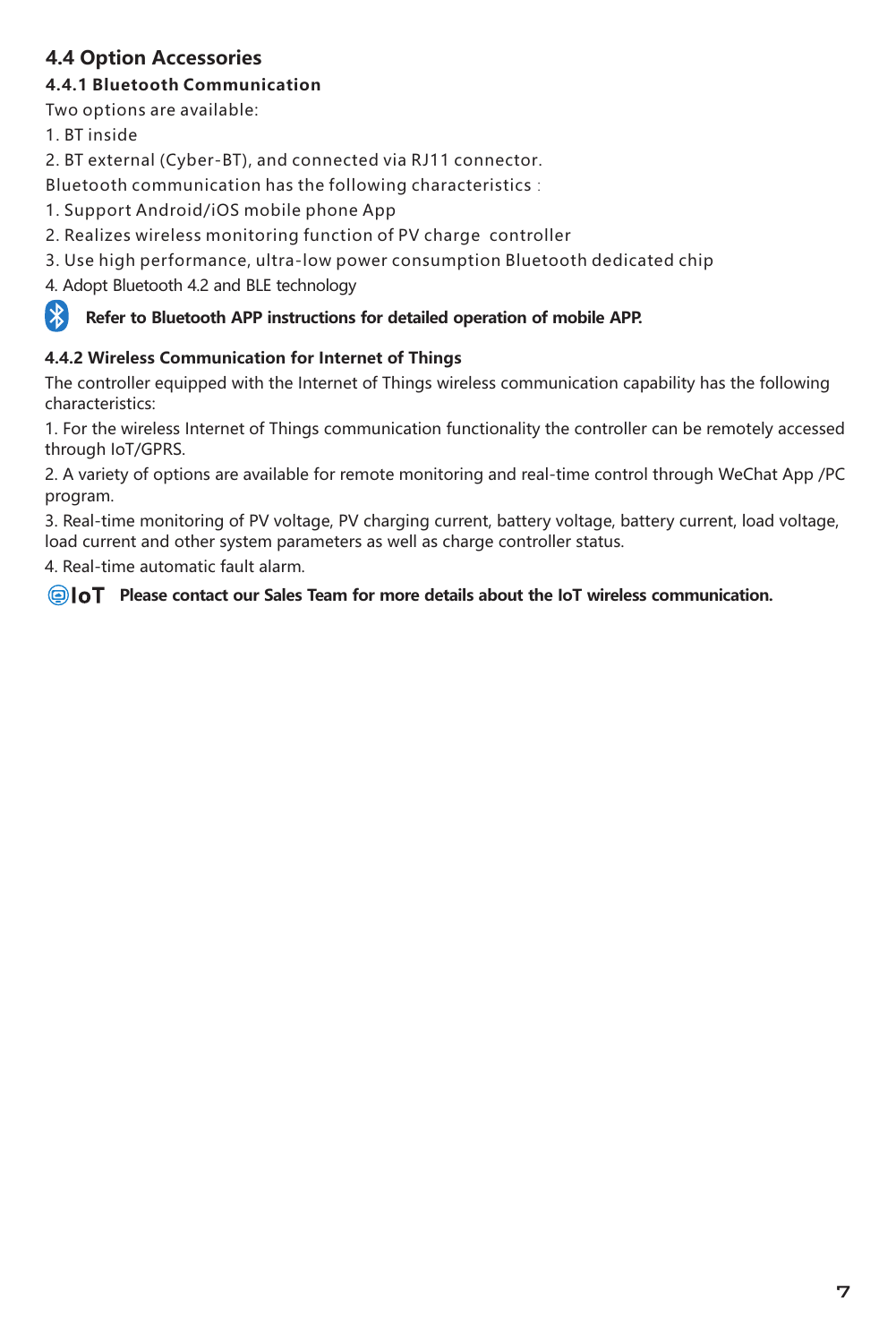## 4.4 Option Accessories

### 4.4.1 Bluetooth Communication

Two options are available:

1. BT inside
2. BT external (Cyber-BT), and connected via RJ11 connector.

Bluetooth communication has the following characteristics :

1. Support Android/iOS mobile phone App
2. Realizes wireless monitoring function of PV charge controller
3. Use high performance, ultra-low power consumption Bluetooth dedicated chip
4. Adopt Bluetooth 4.2 and BLE technology

**Refer to Bluetooth APP instructions for detailed operation of mobile APP.**

### 4.4.2 Wireless Communication for Internet of Things

The controller equipped with the Internet of Things wireless communication capability has the following characteristics:

1. For the wireless Internet of Things communication functionality the controller can be remotely accessed through IoT/GPRS.
2. A variety of options are available for remote monitoring and real-time control through WeChat App /PC program.
3. Real-time monitoring of PV voltage, PV charging current, battery voltage, battery current, load voltage, load current and other system parameters as well as charge controller status.
4. Real-time automatic fault alarm.

IoT **Please contact our Sales Team for more details about the IoT wireless communication.**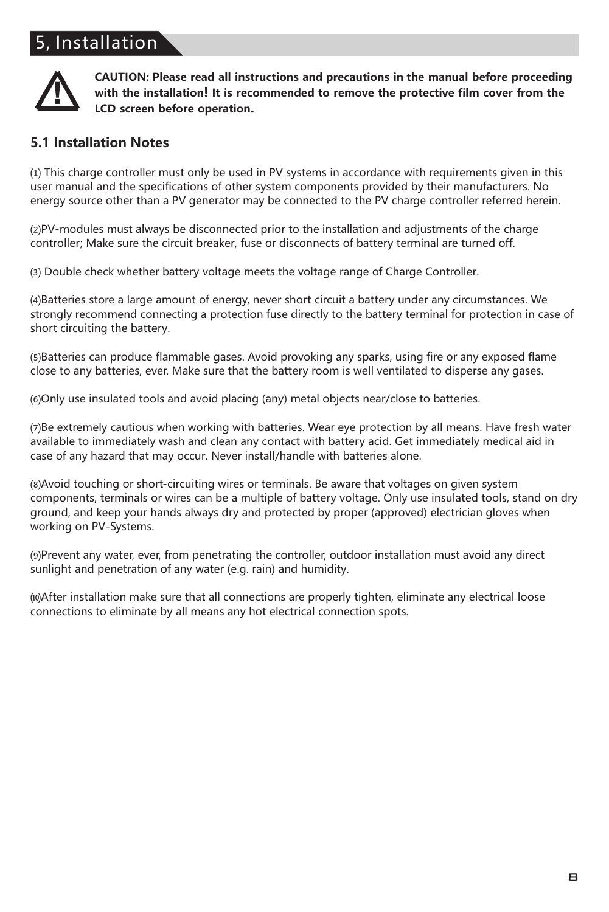# 5, Installation

**CAUTION: Please read all instructions and precautions in the manual before proceeding with the installation! It is recommended to remove the protective film cover from the LCD screen before operation.**

## 5.1 Installation Notes

(1) This charge controller must only be used in PV systems in accordance with requirements given in this user manual and the specifications of other system components provided by their manufacturers. No energy source other than a PV generator may be connected to the PV charge controller referred herein.

(2)PV-modules must always be disconnected prior to the installation and adjustments of the charge controller; Make sure the circuit breaker, fuse or disconnects of battery terminal are turned off.

(3) Double check whether battery voltage meets the voltage range of Charge Controller.

(4)Batteries store a large amount of energy, never short circuit a battery under any circumstances. We strongly recommend connecting a protection fuse directly to the battery terminal for protection in case of short circuiting the battery.

(5)Batteries can produce flammable gases. Avoid provoking any sparks, using fire or any exposed flame close to any batteries, ever. Make sure that the battery room is well ventilated to disperse any gases.

(6)Only use insulated tools and avoid placing (any) metal objects near/close to batteries.

(7)Be extremely cautious when working with batteries. Wear eye protection by all means. Have fresh water available to immediately wash and clean any contact with battery acid. Get immediately medical aid in case of any hazard that may occur. Never install/handle with batteries alone.

(8)Avoid touching or short-circuiting wires or terminals. Be aware that voltages on given system components, terminals or wires can be a multiple of battery voltage. Only use insulated tools, stand on dry ground, and keep your hands always dry and protected by proper (approved) electrician gloves when working on PV-Systems.

(9)Prevent any water, ever, from penetrating the controller, outdoor installation must avoid any direct sunlight and penetration of any water (e.g. rain) and humidity.

(10)After installation make sure that all connections are properly tighten, eliminate any electrical loose connections to eliminate by all means any hot electrical connection spots.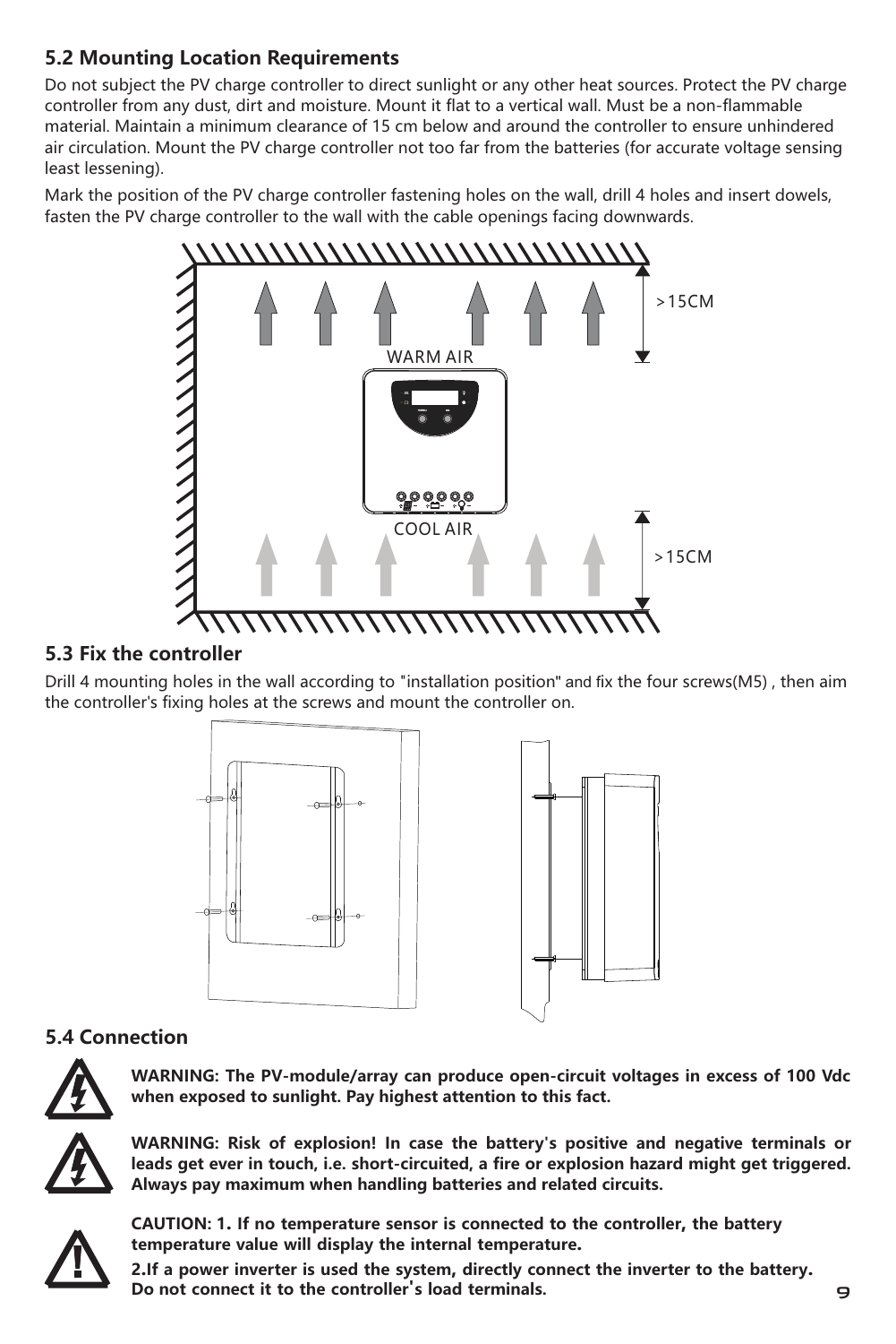## 5.2 Mounting Location Requirements

Do not subject the PV charge controller to direct sunlight or any other heat sources. Protect the PV charge controller from any dust, dirt and moisture. Mount it flat to a vertical wall. Must be a non-flammable material. Maintain a minimum clearance of 15 cm below and around the controller to ensure unhindered air circulation. Mount the PV charge controller not too far from the batteries (for accurate voltage sensing least lessening).

Mark the position of the PV charge controller fastening holes on the wall, drill 4 holes and insert dowels, fasten the PV charge controller to the wall with the cable openings facing downwards.

WARM AIR

COOL AIR

>15CM

>15CM

## 5.3 Fix the controller

Drill 4 mounting holes in the wall according to "installation position" and fix the four screws(M5) , then aim the controller's fixing holes at the screws and mount the controller on.

## 5.4 Connection

**WARNING: The PV-module/array can produce open-circuit voltages in excess of 100 Vdc when exposed to sunlight. Pay highest attention to this fact.**

**WARNING: Risk of explosion! In case the battery's positive and negative terminals or leads get ever in touch, i.e. short-circuited, a fire or explosion hazard might get triggered. Always pay maximum when handling batteries and related circuits.**

**CAUTION: 1. If no temperature sensor is connected to the controller, the battery temperature value will display the internal temperature.**

**2.If a power inverter is used the system, directly connect the inverter to the battery. Do not connect it to the controller's load terminals.**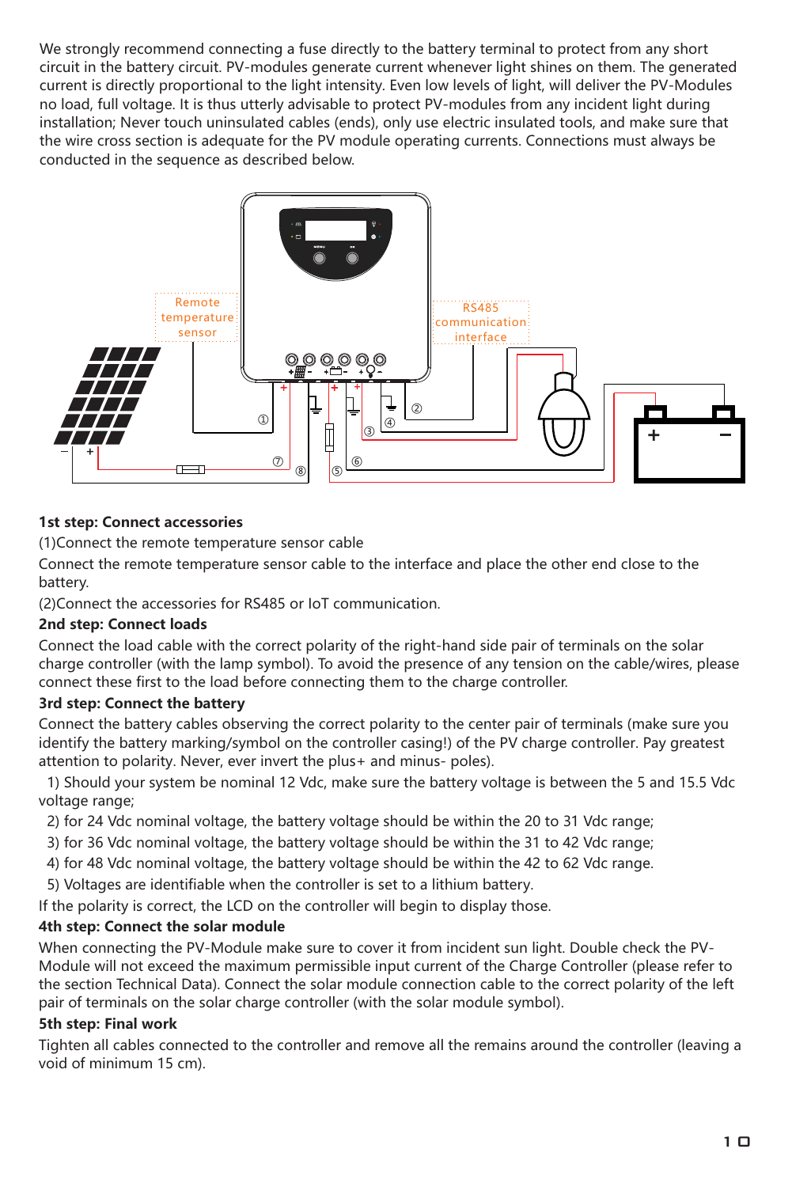We strongly recommend connecting a fuse directly to the battery terminal to protect from any short circuit in the battery circuit. PV-modules generate current whenever light shines on them. The generated current is directly proportional to the light intensity. Even low levels of light, will deliver the PV-Modules no load, full voltage. It is thus utterly advisable to protect PV-modules from any incident light during installation; Never touch uninsulated cables (ends), only use electric insulated tools, and make sure that the wire cross section is adequate for the PV module operating currents. Connections must always be conducted in the sequence as described below.

**1st step: Connect accessories**

(1)Connect the remote temperature sensor cable

Connect the remote temperature sensor cable to the interface and place the other end close to the battery.

(2)Connect the accessories for RS485 or IoT communication.

**2nd step: Connect loads**

Connect the load cable with the correct polarity of the right-hand side pair of terminals on the solar charge controller (with the lamp symbol). To avoid the presence of any tension on the cable/wires, please connect these first to the load before connecting them to the charge controller.

**3rd step: Connect the battery**

Connect the battery cables observing the correct polarity to the center pair of terminals (make sure you identify the battery marking/symbol on the controller casing!) of the PV charge controller. Pay greatest attention to polarity. Never, ever invert the plus+ and minus- poles).

1) Should your system be nominal 12 Vdc, make sure the battery voltage is between the 5 and 15.5 Vdc voltage range;
2) for 24 Vdc nominal voltage, the battery voltage should be within the 20 to 31 Vdc range;
3) for 36 Vdc nominal voltage, the battery voltage should be within the 31 to 42 Vdc range;
4) for 48 Vdc nominal voltage, the battery voltage should be within the 42 to 62 Vdc range.
5) Voltages are identifiable when the controller is set to a lithium battery.

If the polarity is correct, the LCD on the controller will begin to display those.

**4th step: Connect the solar module**

When connecting the PV-Module make sure to cover it from incident sun light. Double check the PV-Module will not exceed the maximum permissible input current of the Charge Controller (please refer to the section Technical Data). Connect the solar module connection cable to the correct polarity of the left pair of terminals on the solar charge controller (with the solar module symbol).

**5th step: Final work**

Tighten all cables connected to the controller and remove all the remains around the controller (leaving a void of minimum 15 cm).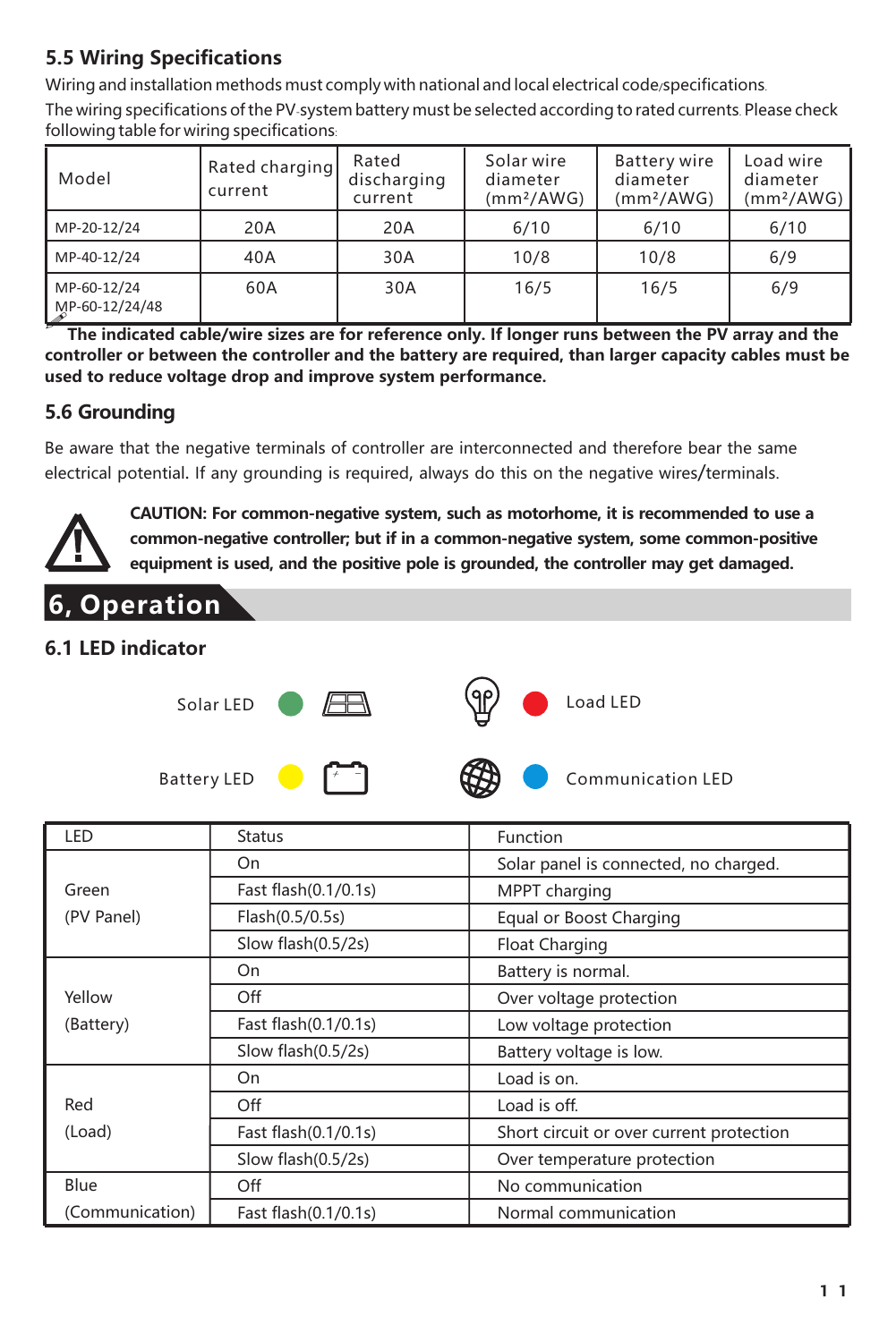## 5.5 Wiring Specifications

Wiring and installation methods must comply with national and local electrical code/specifications.

The wiring specifications of the PV-system battery must be selected according to rated currents. Please check following table for wiring specifications:

| Model | Rated charging current | Rated discharging current | Solar wire diameter (mm²/AWG) | Battery wire diameter (mm²/AWG) | Load wire diameter (mm²/AWG) |
|---|---|---|---|---|---|
| MP-20-12/24 | 20A | 20A | 6/10 | 6/10 | 6/10 |
| MP-40-12/24 | 40A | 30A | 10/8 | 10/8 | 6/9 |
| MP-60-12/24<br>MP-60-12/24/48 | 60A | 30A | 16/5 | 16/5 | 6/9 |

**The indicated cable/wire sizes are for reference only. If longer runs between the PV array and the controller or between the controller and the battery are required, than larger capacity cables must be used to reduce voltage drop and improve system performance.**

## 5.6 Grounding

Be aware that the negative terminals of controller are interconnected and therefore bear the same electrical potential. If any grounding is required, always do this on the negative wires/terminals.

**CAUTION: For common-negative system, such as motorhome, it is recommended to use a common-negative controller; but if in a common-negative system, some common-positive equipment is used, and the positive pole is grounded, the controller may get damaged.**

# 6, Operation

## 6.1 LED indicator

Solar LED

Load LED

Battery LED

Communication LED

| LED | Status | Function |
|---|---|---|
| Green (PV Panel) | On | Solar panel is connected, no charged. |
| | Fast flash(0.1/0.1s) | MPPT charging |
| | Flash(0.5/0.5s) | Equal or Boost Charging |
| | Slow flash(0.5/2s) | Float Charging |
| Yellow (Battery) | On | Battery is normal. |
| | Off | Over voltage protection |
| | Fast flash(0.1/0.1s) | Low voltage protection |
| | Slow flash(0.5/2s) | Battery voltage is low. |
| Red (Load) | On | Load is on. |
| | Off | Load is off. |
| | Fast flash(0.1/0.1s) | Short circuit or over current protection |
| | Slow flash(0.5/2s) | Over temperature protection |
| Blue (Communication) | Off | No communication |
| | Fast flash(0.1/0.1s) | Normal communication |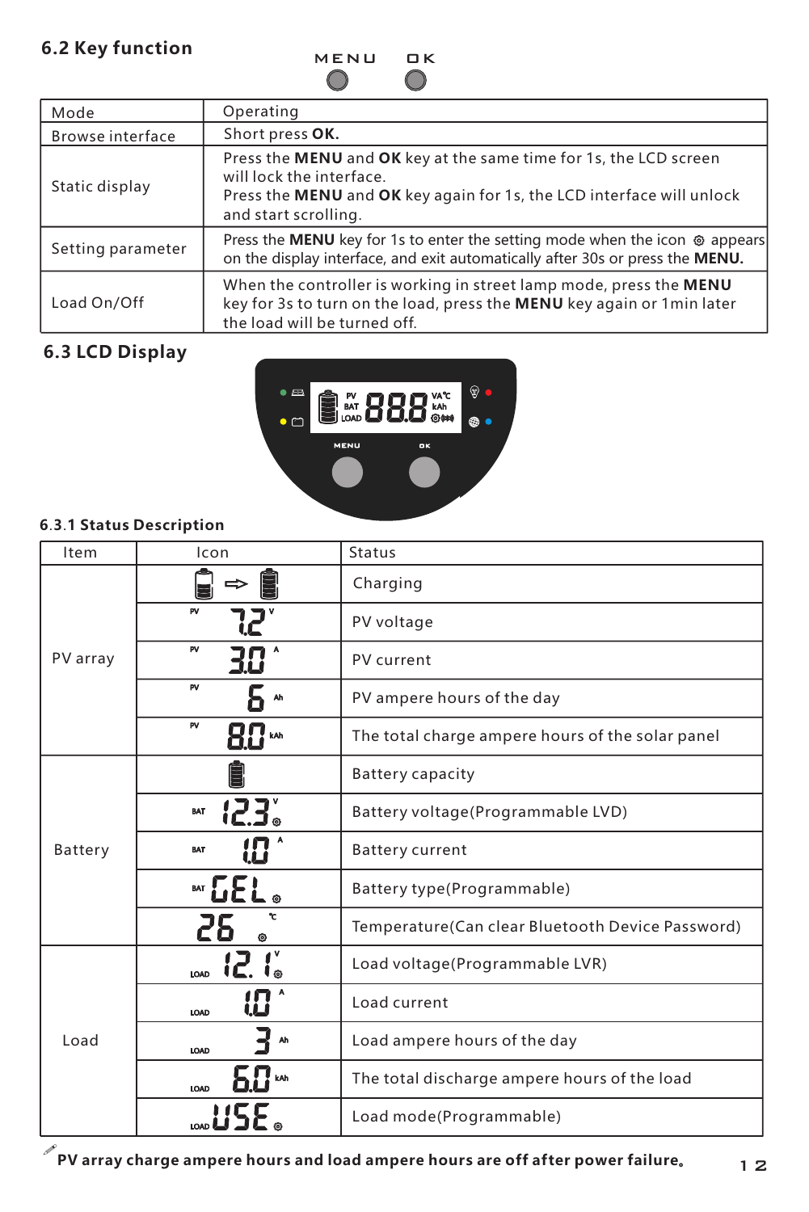## 6.2 Key function

MENU OK

| Mode | Operating |
| --- | --- |
| Browse interface | Short press **OK.** |
| Static display | Press the **MENU** and **OK** key at the same time for 1s, the LCD screen will lock the interface. Press the **MENU** and **OK** key again for 1s, the LCD interface will unlock and start scrolling. |
| Setting parameter | Press the **MENU** key for 1s to enter the setting mode when the icon ⚙ appears on the display interface, and exit automatically after 30s or press the **MENU.** |
| Load On/Off | When the controller is working in street lamp mode, press the **MENU** key for 3s to turn on the load, press the **MENU** key again or 1min later the load will be turned off. |

## 6.3 LCD Display

### 6.3.1 Status Description

| Item | Icon | Status |
| --- | --- | --- |
| PV array | (battery) ⇨ (battery) | Charging |
| | PV 7.2 V | PV voltage |
| | PV 3.0 A | PV current |
| | PV 6 Ah | PV ampere hours of the day |
| | PV 8.0 kAh | The total charge ampere hours of the solar panel |
| Battery | (battery) | Battery capacity |
| | BAT 12.3 V ⚙ | Battery voltage(Programmable LVD) |
| | BAT 1.0 A | Battery current |
| | BAT GEL ⚙ | Battery type(Programmable) |
| | 26 ℃ ⚙ | Temperature(Can clear Bluetooth Device Password) |
| Load | LOAD 12.1 V ⚙ | Load voltage(Programmable LVR) |
| | LOAD 1.0 A | Load current |
| | LOAD 3 Ah | Load ampere hours of the day |
| | LOAD 6.0 kAh | The total discharge ampere hours of the load |
| | LOAD USE ⚙ | Load mode(Programmable) |

**PV array charge ampere hours and load ampere hours are off after power failure。**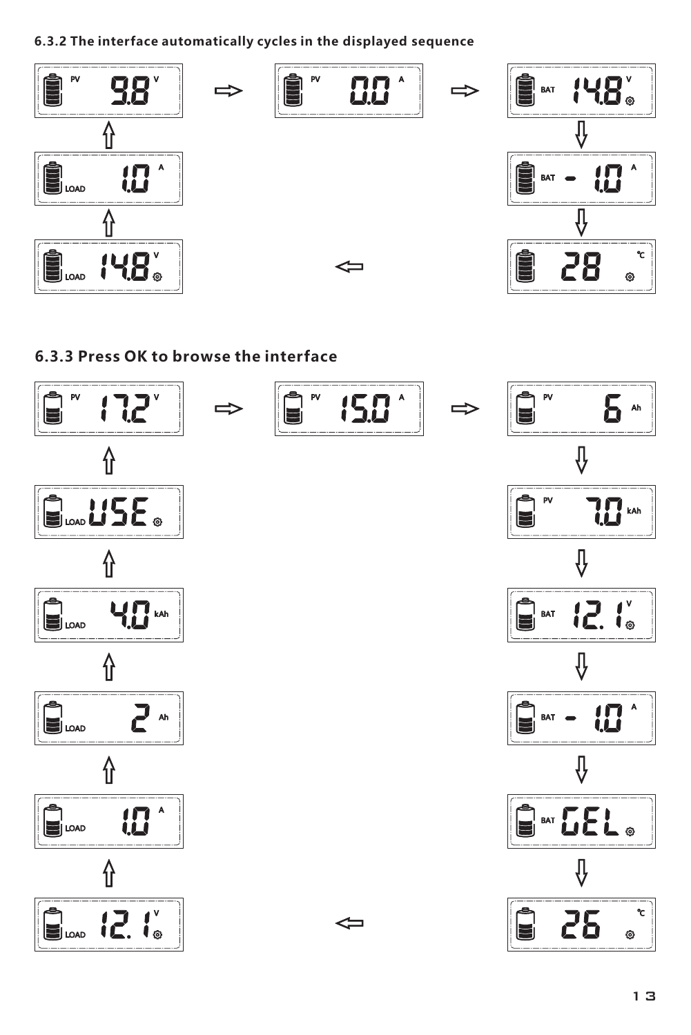### 6.3.2 The interface automatically cycles in the displayed sequence

PV 9.8 V → PV 0.0 A → BAT 14.8 V → BAT -1.0 A → 28 ℃ → LOAD 14.8 V → LOAD 1.0 A → PV 9.8 V

### 6.3.3 Press OK to browse the interface

PV 17.2 V → PV 15.0 A → PV 6 Ah → PV 7.0 kAh → BAT 12.1 V → BAT -1.0 A → BAT GEL → 26 ℃ → LOAD 12.1 V → LOAD 1.0 A → LOAD 2 Ah → LOAD 4.0 kAh → LOAD USE → PV 17.2 V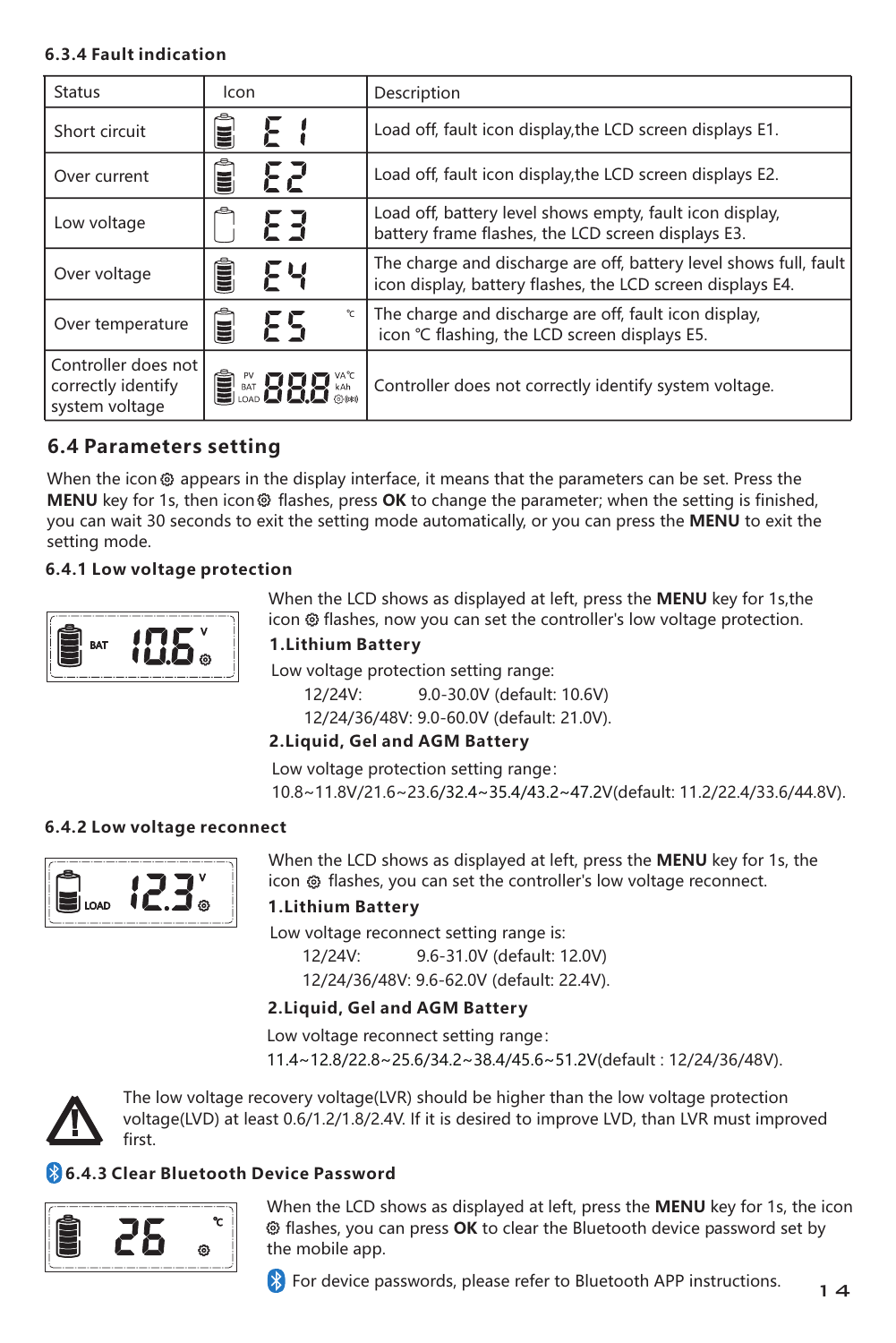### 6.3.4 Fault indication

| Status | Icon | Description |
|---|---|---|
| Short circuit | E 1 | Load off, fault icon display,the LCD screen displays E1. |
| Over current | E2 | Load off, fault icon display,the LCD screen displays E2. |
| Low voltage | E3 | Load off, battery level shows empty, fault icon display, battery frame flashes, the LCD screen displays E3. |
| Over voltage | E4 | The charge and discharge are off, battery level shows full, fault icon display, battery flashes, the LCD screen displays E4. |
| Over temperature | E5 ℃ | The charge and discharge are off, fault icon display, icon ℃ flashing, the LCD screen displays E5. |
| Controller does not correctly identify system voltage | PV BAT LOAD 888 VA℃ kAh | Controller does not correctly identify system voltage. |

## 6.4 Parameters setting

When the icon ⚙ appears in the display interface, it means that the parameters can be set. Press the **MENU** key for 1s, then icon ⚙ flashes, press **OK** to change the parameter; when the setting is finished, you can wait 30 seconds to exit the setting mode automatically, or you can press the **MENU** to exit the setting mode.

### 6.4.1 Low voltage protection

BAT 10.6 V

When the LCD shows as displayed at left, press the **MENU** key for 1s,the icon ⚙ flashes, now you can set the controller's low voltage protection.

**1.Lithium Battery**

Low voltage protection setting range:

12/24V: 9.0-30.0V (default: 10.6V)

12/24/36/48V: 9.0-60.0V (default: 21.0V).

**2.Liquid, Gel and AGM Battery**

Low voltage protection setting range:

10.8~11.8V/21.6~23.6/32.4~35.4/43.2~47.2V(default: 11.2/22.4/33.6/44.8V).

### 6.4.2 Low voltage reconnect

LOAD 12.3 V

When the LCD shows as displayed at left, press the **MENU** key for 1s, the icon ⚙ flashes, you can set the controller's low voltage reconnect.

**1.Lithium Battery**

Low voltage reconnect setting range is:

12/24V: 9.6-31.0V (default: 12.0V)

12/24/36/48V: 9.6-62.0V (default: 22.4V).

**2.Liquid, Gel and AGM Battery**

Low voltage reconnect setting range:

11.4~12.8/22.8~25.6/34.2~38.4/45.6~51.2V(default : 12/24/36/48V).

⚠ The low voltage recovery voltage(LVR) should be higher than the low voltage protection voltage(LVD) at least 0.6/1.2/1.8/2.4V. If it is desired to improve LVD, than LVR must improved first.

### 6.4.3 Clear Bluetooth Device Password

26 ℃

When the LCD shows as displayed at left, press the **MENU** key for 1s, the icon ⚙ flashes, you can press **OK** to clear the Bluetooth device password set by the mobile app.

For device passwords, please refer to Bluetooth APP instructions.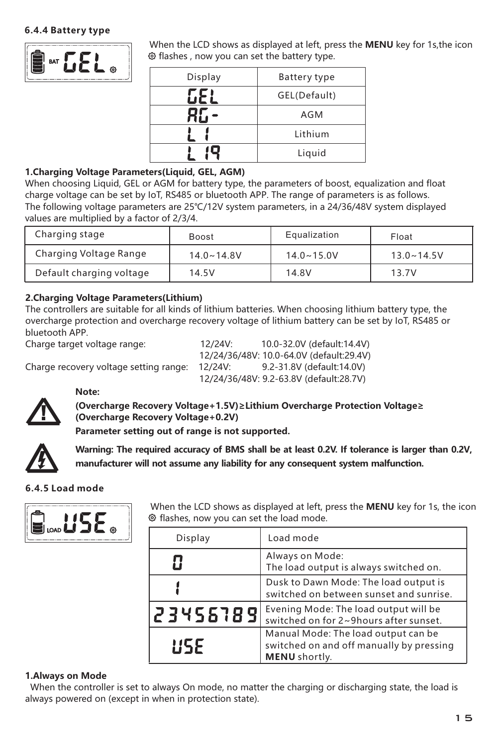### 6.4.4 Battery type

When the LCD shows as displayed at left, press the **MENU** key for 1s,the icon ⚙ flashes , now you can set the battery type.

| Display | Battery type |
|---|---|
| GEL | GEL(Default) |
| AG- | AGM |
| L I | Lithium |
| L IQ | Liquid |

**1.Charging Voltage Parameters(Liquid, GEL, AGM)**

When choosing Liquid, GEL or AGM for battery type, the parameters of boost, equalization and float charge voltage can be set by IoT, RS485 or bluetooth APP. The range of parameters is as follows.
The following voltage parameters are 25℃/12V system parameters, in a 24/36/48V system displayed values are multiplied by a factor of 2/3/4.

| Charging stage | Boost | Equalization | Float |
|---|---|---|---|
| Charging Voltage Range | 14.0~14.8V | 14.0~15.0V | 13.0~14.5V |
| Default charging voltage | 14.5V | 14.8V | 13.7V |

**2.Charging Voltage Parameters(Lithium)**

The controllers are suitable for all kinds of lithium batteries. When choosing lithium battery type, the overcharge protection and overcharge recovery voltage of lithium battery can be set by IoT, RS485 or bluetooth APP.

Charge target voltage range: 12/24V: 10.0-32.0V (default:14.4V)
12/24/36/48V: 10.0-64.0V (default:29.4V)

Charge recovery voltage setting range: 12/24V: 9.2-31.8V (default:14.0V)
12/24/36/48V: 9.2-63.8V (default:28.7V)

**Note:**

**(Overcharge Recovery Voltage+1.5V)≥Lithium Overcharge Protection Voltage≥ (Overcharge Recovery Voltage+0.2V)**

**Parameter setting out of range is not supported.**

**Warning: The required accuracy of BMS shall be at least 0.2V. If tolerance is larger than 0.2V, manufacturer will not assume any liability for any consequent system malfunction.**

### 6.4.5 Load mode

When the LCD shows as displayed at left, press the **MENU** key for 1s, the icon ⚙ flashes, now you can set the load mode.

| Display | Load mode |
|---|---|
| 0 | Always on Mode: The load output is always switched on. |
| 1 | Dusk to Dawn Mode: The load output is switched on between sunset and sunrise. |
| 2 3 4 5 6 7 8 9 | Evening Mode: The load output will be switched on for 2~9hours after sunset. |
| USE | Manual Mode: The load output can be switched on and off manually by pressing **MENU** shortly. |

**1.Always on Mode**

When the controller is set to always On mode, no matter the charging or discharging state, the load is always powered on (except in when in protection state).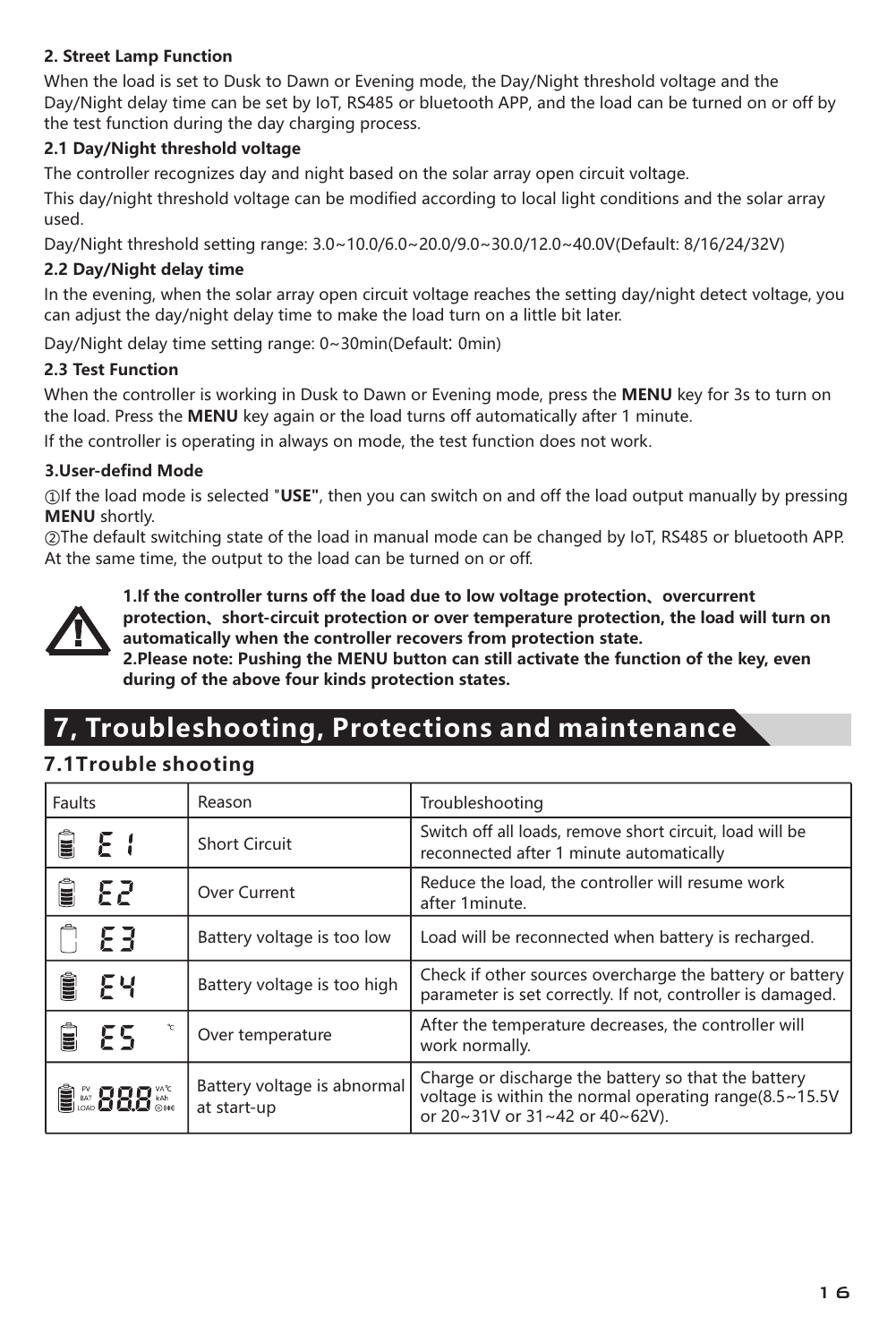**2. Street Lamp Function**

When the load is set to Dusk to Dawn or Evening mode, the Day/Night threshold voltage and the Day/Night delay time can be set by IoT, RS485 or bluetooth APP, and the load can be turned on or off by the test function during the day charging process.

**2.1 Day/Night threshold voltage**

The controller recognizes day and night based on the solar array open circuit voltage.

This day/night threshold voltage can be modified according to local light conditions and the solar array used.

Day/Night threshold setting range: 3.0~10.0/6.0~20.0/9.0~30.0/12.0~40.0V(Default: 8/16/24/32V)

**2.2 Day/Night delay time**

In the evening, when the solar array open circuit voltage reaches the setting day/night detect voltage, you can adjust the day/night delay time to make the load turn on a little bit later.

Day/Night delay time setting range: 0~30min(Default: 0min)

**2.3 Test Function**

When the controller is working in Dusk to Dawn or Evening mode, press the **MENU** key for 3s to turn on the load. Press the **MENU** key again or the load turns off automatically after 1 minute.

If the controller is operating in always on mode, the test function does not work.

**3.User-defind Mode**

①If the load mode is selected "**USE"**, then you can switch on and off the load output manually by pressing **MENU** shortly.

②The default switching state of the load in manual mode can be changed by IoT, RS485 or bluetooth APP. At the same time, the output to the load can be turned on or off.

**1.If the controller turns off the load due to low voltage protection、overcurrent protection、short-circuit protection or over temperature protection, the load will turn on automatically when the controller recovers from protection state.**
**2.Please note: Pushing the MENU button can still activate the function of the key, even during of the above four kinds protection states.**

# 7, Troubleshooting, Protections and maintenance

## 7.1Trouble shooting

| Faults | Reason | Troubleshooting |
|---|---|---|
| E1 | Short Circuit | Switch off all loads, remove short circuit, load will be reconnected after 1 minute automatically |
| E2 | Over Current | Reduce the load, the controller will resume work after 1minute. |
| E3 | Battery voltage is too low | Load will be reconnected when battery is recharged. |
| E4 | Battery voltage is too high | Check if other sources overcharge the battery or battery parameter is set correctly. If not, controller is damaged. |
| E5 ℃ | Over temperature | After the temperature decreases, the controller will work normally. |
| 888 (all segments) | Battery voltage is abnormal at start-up | Charge or discharge the battery so that the battery voltage is within the normal operating range(8.5~15.5V or 20~31V or 31~42 or 40~62V). |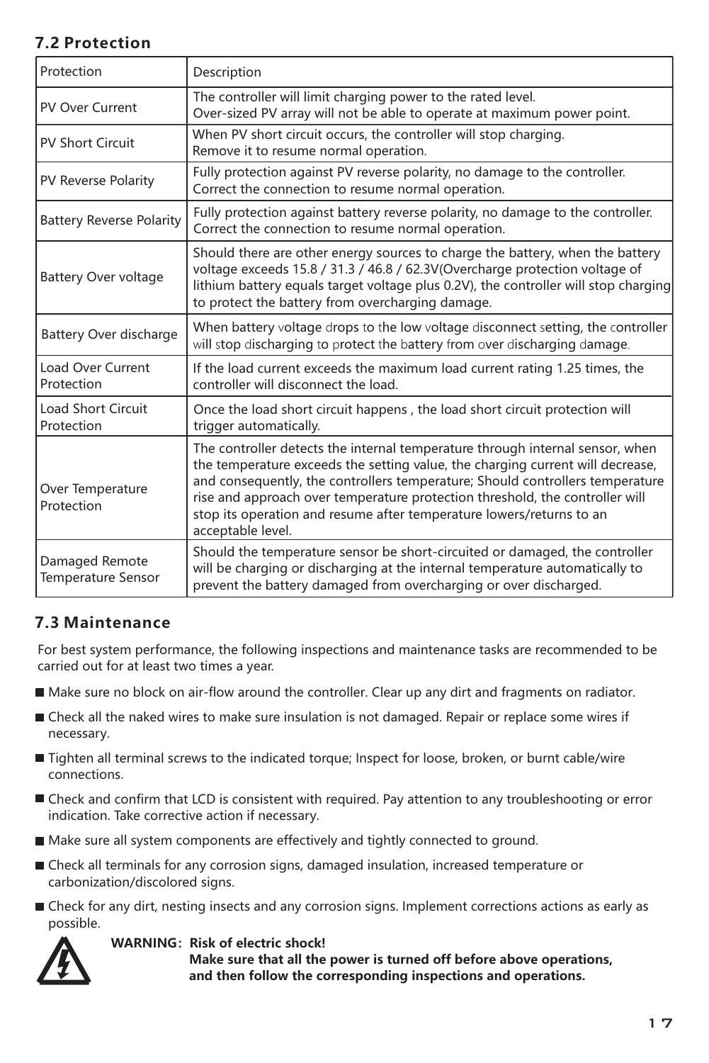## 7.2 Protection

| Protection | Description |
|---|---|
| PV Over Current | The controller will limit charging power to the rated level. Over-sized PV array will not be able to operate at maximum power point. |
| PV Short Circuit | When PV short circuit occurs, the controller will stop charging. Remove it to resume normal operation. |
| PV Reverse Polarity | Fully protection against PV reverse polarity, no damage to the controller. Correct the connection to resume normal operation. |
| Battery Reverse Polarity | Fully protection against battery reverse polarity, no damage to the controller. Correct the connection to resume normal operation. |
| Battery Over voltage | Should there are other energy sources to charge the battery, when the battery voltage exceeds 15.8 / 31.3 / 46.8 / 62.3V(Overcharge protection voltage of lithium battery equals target voltage plus 0.2V), the controller will stop charging to protect the battery from overcharging damage. |
| Battery Over discharge | When battery voltage drops to the low voltage disconnect setting, the controller will stop discharging to protect the battery from over discharging damage. |
| Load Over Current Protection | If the load current exceeds the maximum load current rating 1.25 times, the controller will disconnect the load. |
| Load Short Circuit Protection | Once the load short circuit happens , the load short circuit protection will trigger automatically. |
| Over Temperature Protection | The controller detects the internal temperature through internal sensor, when the temperature exceeds the setting value, the charging current will decrease, and consequently, the controllers temperature; Should controllers temperature rise and approach over temperature protection threshold, the controller will stop its operation and resume after temperature lowers/returns to an acceptable level. |
| Damaged Remote Temperature Sensor | Should the temperature sensor be short-circuited or damaged, the controller will be charging or discharging at the internal temperature automatically to prevent the battery damaged from overcharging or over discharged. |

## 7.3 Maintenance

For best system performance, the following inspections and maintenance tasks are recommended to be carried out for at least two times a year.

- Make sure no block on air-flow around the controller. Clear up any dirt and fragments on radiator.
- Check all the naked wires to make sure insulation is not damaged. Repair or replace some wires if necessary.
- Tighten all terminal screws to the indicated torque; Inspect for loose, broken, or burnt cable/wire connections.
- Check and confirm that LCD is consistent with required. Pay attention to any troubleshooting or error indication. Take corrective action if necessary.
- Make sure all system components are effectively and tightly connected to ground.
- Check all terminals for any corrosion signs, damaged insulation, increased temperature or carbonization/discolored signs.
- Check for any dirt, nesting insects and any corrosion signs. Implement corrections actions as early as possible.

**WARNING: Risk of electric shock!**
**Make sure that all the power is turned off before above operations, and then follow the corresponding inspections and operations.**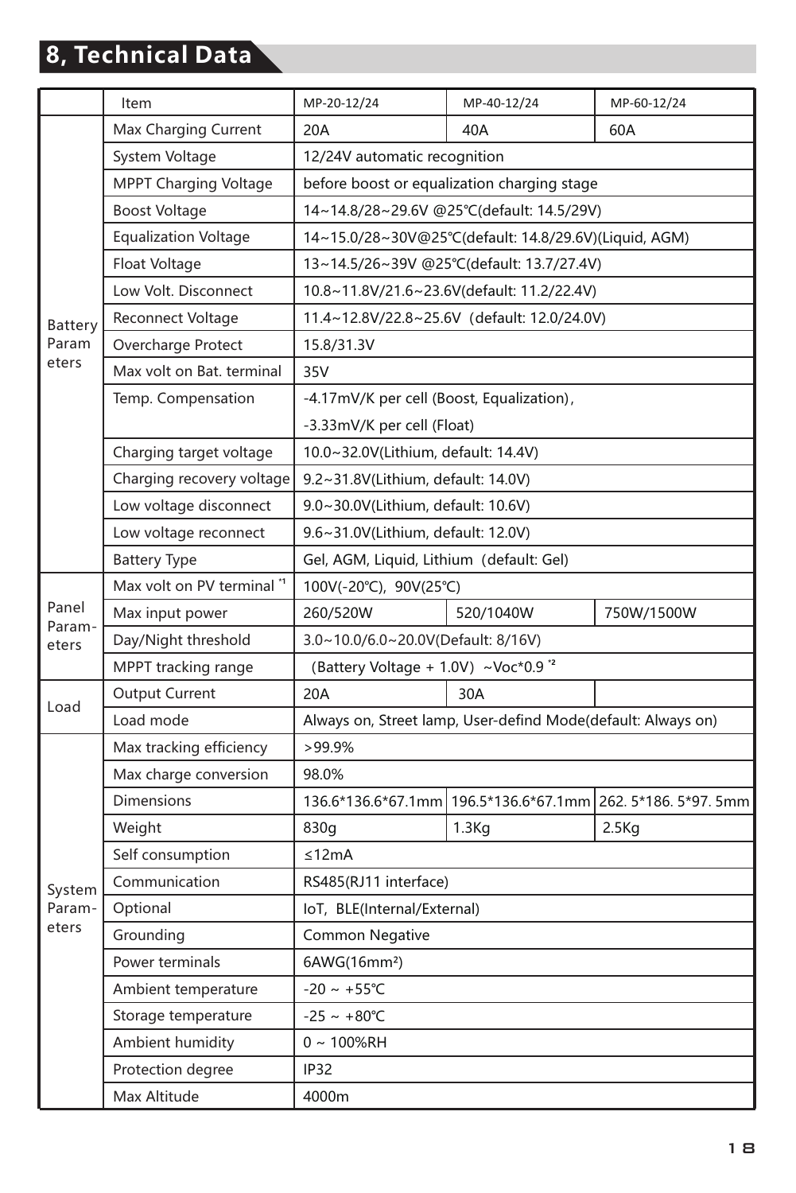# 8, Technical Data

| | Item | MP-20-12/24 | MP-40-12/24 | MP-60-12/24 |
|---|---|---|---|---|
| Battery Parameters | Max Charging Current | 20A | 40A | 60A |
| | System Voltage | 12/24V automatic recognition | | |
| | MPPT Charging Voltage | before boost or equalization charging stage | | |
| | Boost Voltage | 14~14.8/28~29.6V @25℃(default: 14.5/29V) | | |
| | Equalization Voltage | 14~15.0/28~30V@25℃(default: 14.8/29.6V)(Liquid, AGM) | | |
| | Float Voltage | 13~14.5/26~39V @25℃(default: 13.7/27.4V) | | |
| | Low Volt. Disconnect | 10.8~11.8V/21.6~23.6V(default: 11.2/22.4V) | | |
| | Reconnect Voltage | 11.4~12.8V/22.8~25.6V (default: 12.0/24.0V) | | |
| | Overcharge Protect | 15.8/31.3V | | |
| | Max volt on Bat. terminal | 35V | | |
| | Temp. Compensation | -4.17mV/K per cell (Boost, Equalization), -3.33mV/K per cell (Float) | | |
| | Charging target voltage | 10.0~32.0V(Lithium, default: 14.4V) | | |
| | Charging recovery voltage | 9.2~31.8V(Lithium, default: 14.0V) | | |
| | Low voltage disconnect | 9.0~30.0V(Lithium, default: 10.6V) | | |
| | Low voltage reconnect | 9.6~31.0V(Lithium, default: 12.0V) | | |
| | Battery Type | Gel, AGM, Liquid, Lithium (default: Gel) | | |
| Panel Parameters | Max volt on PV terminal [*1] | 100V(-20℃), 90V(25℃) | | |
| | Max input power | 260/520W | 520/1040W | 750W/1500W |
| | Day/Night threshold | 3.0~10.0/6.0~20.0V(Default: 8/16V) | | |
| | MPPT tracking range | (Battery Voltage + 1.0V) ~Voc*0.9 [*2] | | |
| Load | Output Current | 20A | 30A | |
| | Load mode | Always on, Street lamp, User-defind Mode(default: Always on) | | |
| System Parameters | Max tracking efficiency | >99.9% | | |
| | Max charge conversion | 98.0% | | |
| | Dimensions | 136.6*136.6*67.1mm | 196.5*136.6*67.1mm | 262. 5*186. 5*97. 5mm |
| | Weight | 830g | 1.3Kg | 2.5Kg |
| | Self consumption | ≤12mA | | |
| | Communication | RS485(RJ11 interface) | | |
| | Optional | IoT, BLE(Internal/External) | | |
| | Grounding | Common Negative | | |
| | Power terminals | 6AWG(16mm²) | | |
| | Ambient temperature | -20 ~ +55℃ | | |
| | Storage temperature | -25 ~ +80℃ | | |
| | Ambient humidity | 0 ~ 100%RH | | |
| | Protection degree | IP32 | | |
| | Max Altitude | 4000m | | |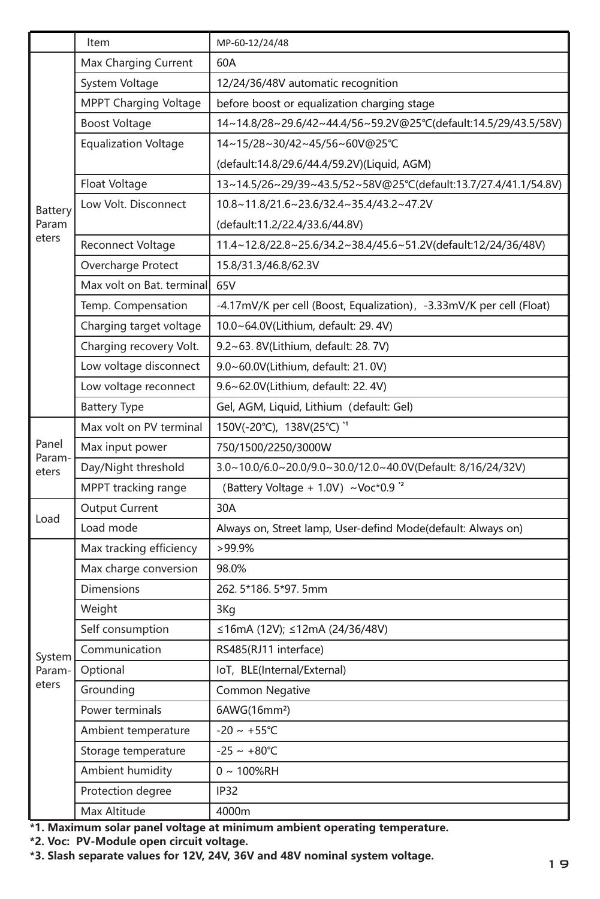| | Item | MP-60-12/24/48 |
|---|---|---|
| Battery Parameters | Max Charging Current | 60A |
| | System Voltage | 12/24/36/48V automatic recognition |
| | MPPT Charging Voltage | before boost or equalization charging stage |
| | Boost Voltage | 14~14.8/28~29.6/42~44.4/56~59.2V@25℃(default:14.5/29/43.5/58V) |
| | Equalization Voltage | 14~15/28~30/42~45/56~60V@25℃ (default:14.8/29.6/44.4/59.2V)(Liquid, AGM) |
| | Float Voltage | 13~14.5/26~29/39~43.5/52~58V@25℃(default:13.7/27.4/41.1/54.8V) |
| | Low Volt. Disconnect | 10.8~11.8/21.6~23.6/32.4~35.4/43.2~47.2V (default:11.2/22.4/33.6/44.8V) |
| | Reconnect Voltage | 11.4~12.8/22.8~25.6/34.2~38.4/45.6~51.2V(default:12/24/36/48V) |
| | Overcharge Protect | 15.8/31.3/46.8/62.3V |
| | Max volt on Bat. terminal | 65V |
| | Temp. Compensation | -4.17mV/K per cell (Boost, Equalization)，-3.33mV/K per cell (Float) |
| | Charging target voltage | 10.0~64.0V(Lithium, default: 29. 4V) |
| | Charging recovery Volt. | 9.2~63. 8V(Lithium, default: 28. 7V) |
| | Low voltage disconnect | 9.0~60.0V(Lithium, default: 21. 0V) |
| | Low voltage reconnect | 9.6~62.0V(Lithium, default: 22. 4V) |
| | Battery Type | Gel, AGM, Liquid, Lithium（default: Gel) |
| Panel Parameters | Max volt on PV terminal | 150V(-20℃), 138V(25℃) [*1] |
| | Max input power | 750/1500/2250/3000W |
| | Day/Night threshold | 3.0~10.0/6.0~20.0/9.0~30.0/12.0~40.0V(Default: 8/16/24/32V) |
| | MPPT tracking range | （Battery Voltage + 1.0V）~Voc*0.9 [*2] |
| Load | Output Current | 30A |
| | Load mode | Always on, Street lamp, User-defind Mode(default: Always on) |
| System Parameters | Max tracking efficiency | >99.9% |
| | Max charge conversion | 98.0% |
| | Dimensions | 262. 5*186. 5*97. 5mm |
| | Weight | 3Kg |
| | Self consumption | ≤16mA (12V); ≤12mA (24/36/48V) |
| | Communication | RS485(RJ11 interface) |
| | Optional | IoT, BLE(Internal/External) |
| | Grounding | Common Negative |
| | Power terminals | 6AWG(16mm²) |
| | Ambient temperature | -20 ~ +55℃ |
| | Storage temperature | -25 ~ +80℃ |
| | Ambient humidity | 0 ~ 100%RH |
| | Protection degree | IP32 |
| | Max Altitude | 4000m |

**\*1. Maximum solar panel voltage at minimum ambient operating temperature.**

**\*2. Voc: PV-Module open circuit voltage.**

**\*3. Slash separate values for 12V, 24V, 36V and 48V nominal system voltage.**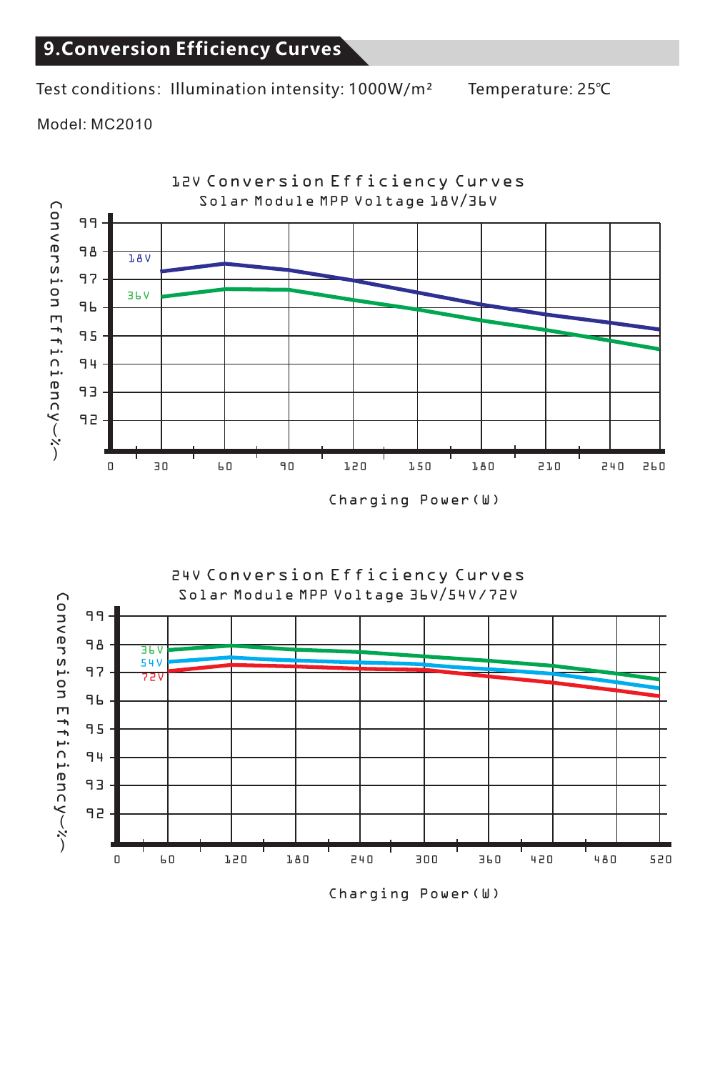## 9.Conversion Efficiency Curves

Test conditions: Illumination intensity: 1000W/m² Temperature: 25℃

Model: MC2010

12V Conversion Efficiency Curves

Solar Module MPP Voltage 18V/36V

Conversion Efficiency(%)

99 98 97 96 95 94 93 92

18V 36V

0 30 60 90 120 150 180 210 240 260

Charging Power(W)

24V Conversion Efficiency Curves

Solar Module MPP Voltage 36V/54V/72V

Conversion Efficiency(%)

99 98 97 96 95 94 93 92

36V 54V 72V

0 60 120 180 240 300 360 420 480 520

Charging Power(W)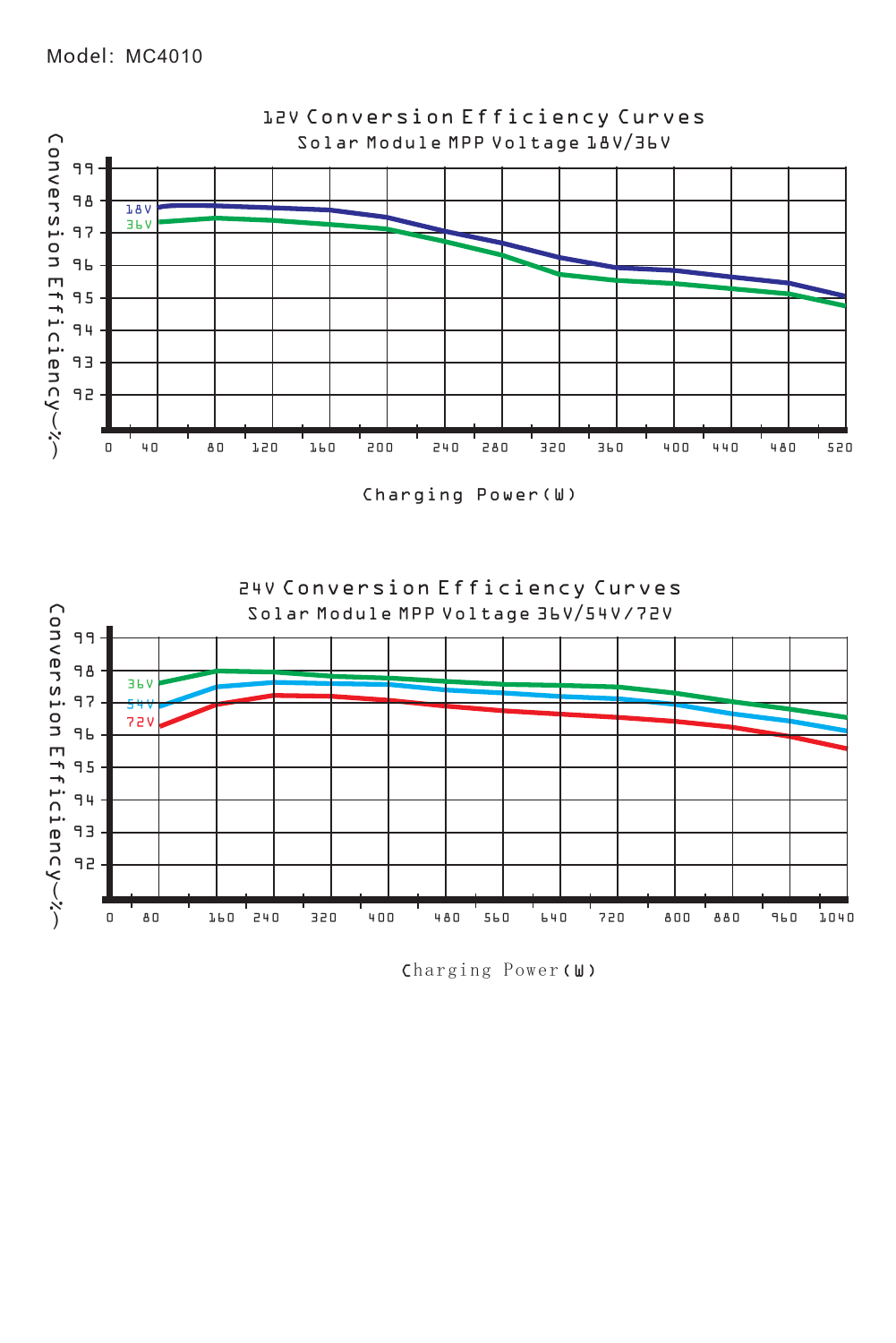Model: MC4010

## 12V Conversion Efficiency Curves

Solar Module MPP Voltage 18V/36V

Conversion Efficiency(%)

99
98
97
96
95
94
93
92

18V
36V

0 40 80 120 160 200 240 280 320 360 400 440 480 520

Charging Power(W)

## 24V Conversion Efficiency Curves

Solar Module MPP Voltage 36V/54V/72V

Conversion Efficiency(%)

99
98
97
96
95
94
93
92

36V
54V
72V

0 80 160 240 320 400 480 560 640 720 800 880 960 1040

Charging Power(W)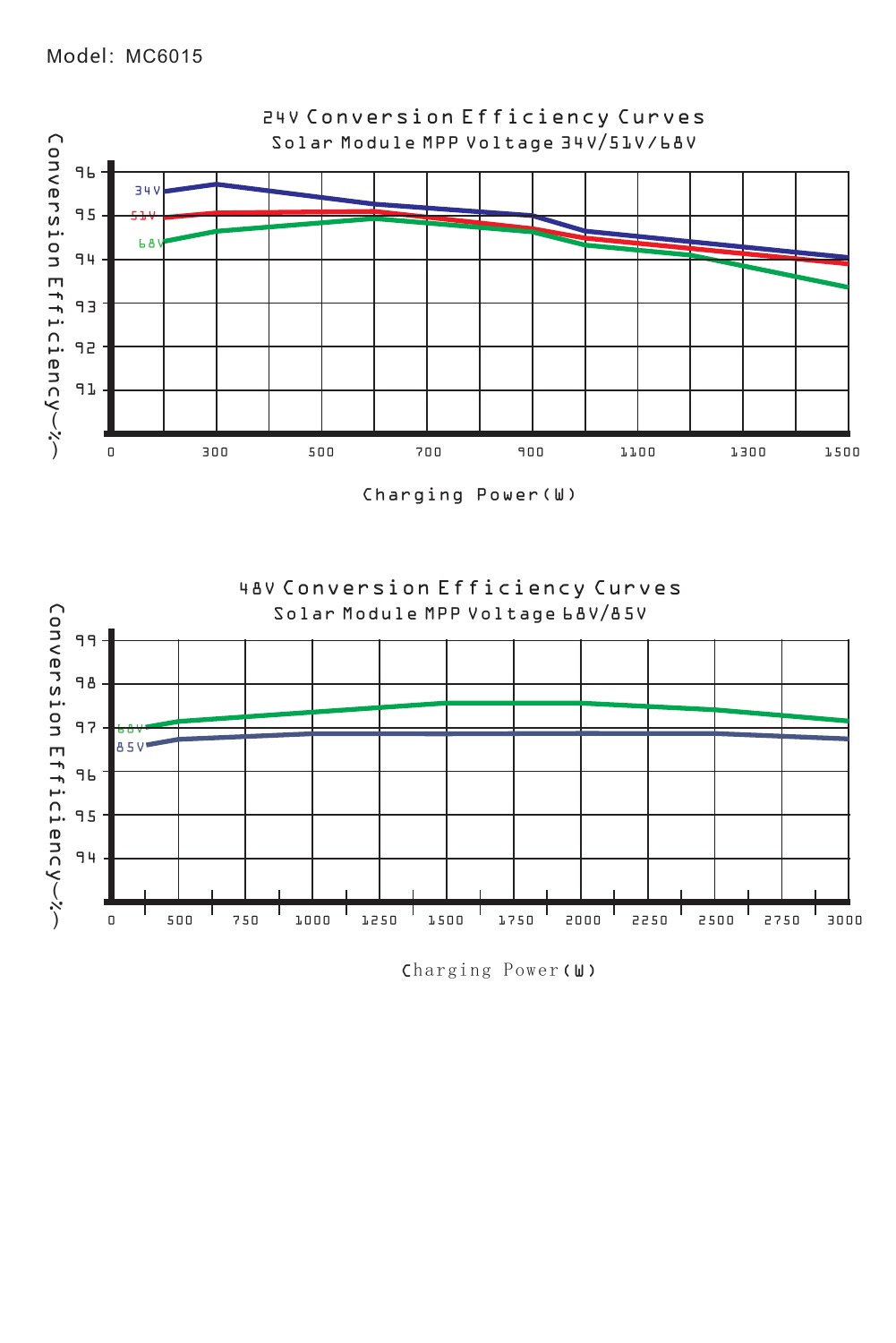Model: MC6015

24V Conversion Efficiency Curves

Solar Module MPP Voltage 34V/51V/68V

Conversion Efficiency(%)

96
95
94
93
92
91

34V
51V
68V

0
300
500
700
900
1100
1300
1500

Charging Power(W)

48V Conversion Efficiency Curves

Solar Module MPP Voltage 68V/85V

Conversion Efficiency(%)

99
98
97
96
95
94

68V
85V

0
500
750
1000
1250
1500
1750
2000
2250
2500
2750
3000

Charging Power(W)